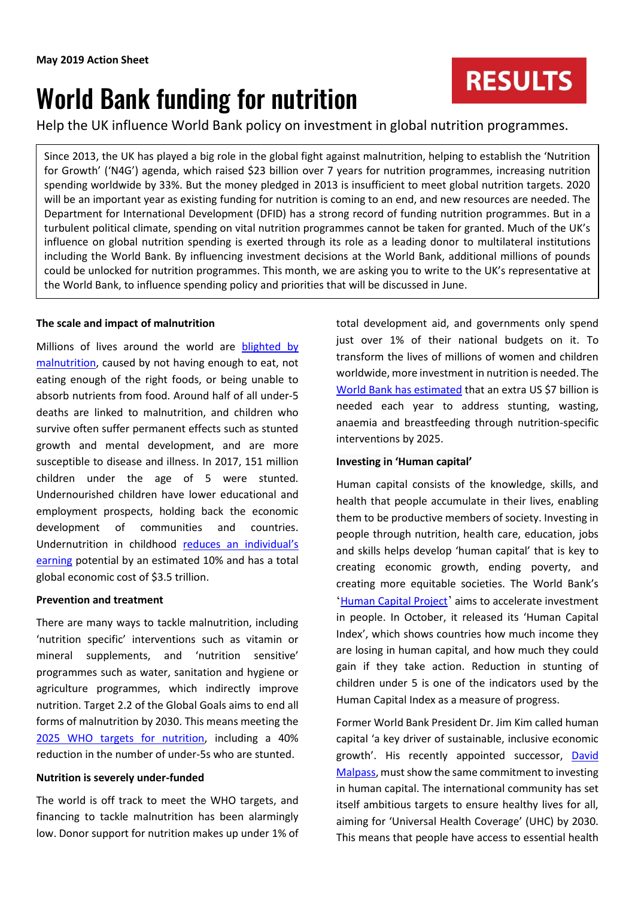**May 2019 Action Sheet**

**RESULTS**

# World Bank funding for nutrition

Help the UK influence World Bank policy on investment in global nutrition programmes.

Since 2013, the UK has played a big role in the global fight against malnutrition, helping to establish the 'Nutrition for Growth' ('N4G') agenda, which raised $23 billion over 7 years for nutrition programmes, increasing nutrition spending worldwide by 33%. But the money pledged in 2013 is insufficient to meet global nutrition targets. 2020 will be an important year as existing funding for nutrition is coming to an end, and new resources are needed. The Department for International Development (DFID) has a strong record of funding nutrition programmes. But in a turbulent political climate, spending on vital nutrition programmes cannot be taken for granted. Much of the UK's influence on global nutrition spending is exerted through its role as a leading donor to multilateral institutions including the World Bank. By influencing investment decisions at the World Bank, additional millions of pounds could be unlocked for nutrition programmes. This month, we are asking you to write to the UK's representative at the World Bank, to influence spending policy and priorities that will be discussed in June.

**The scale and impact of malnutrition**

Millions of lives around the world are blighted by malnutrition, caused by not having enough to eat, not eating enough of the right foods, or being unable to absorb nutrients from food. Around half of all under-5 deaths are linked to malnutrition, and children who survive often suffer permanent effects such as stunted growth and mental development, and are more susceptible to disease and illness. In 2017, 151 million children under the age of 5 were stunted. Undernourished children have lower educational and employment prospects, holding back the economic development of communities and countries. Undernutrition in childhood reduces an individual's earning potential by an estimated 10% and has a total global economic cost of $3.5 trillion.

**Prevention and treatment**

There are many ways to tackle malnutrition, including 'nutrition specific' interventions such as vitamin or mineral supplements, and 'nutrition sensitive' programmes such as water, sanitation and hygiene or agriculture programmes, which indirectly improve nutrition. Target 2.2 of the Global Goals aims to end all forms of malnutrition by 2030. This means meeting the 2025 WHO targets for nutrition, including a 40% reduction in the number of under-5s who are stunted.

**Nutrition is severely under-funded**

The world is off track to meet the WHO targets, and financing to tackle malnutrition has been alarmingly low. Donor support for nutrition makes up under 1% of total development aid, and governments only spend just over 1% of their national budgets on it. To transform the lives of millions of women and children worldwide, more investment in nutrition is needed. The World Bank has estimated that an extra US $7 billion is needed each year to address stunting, wasting, anaemia and breastfeeding through nutrition-specific interventions by 2025.

**Investing in 'Human capital'**

Human capital consists of the knowledge, skills, and health that people accumulate in their lives, enabling them to be productive members of society. Investing in people through nutrition, health care, education, jobs and skills helps develop 'human capital' that is key to creating economic growth, ending poverty, and creating more equitable societies. The World Bank's 'Human Capital Project' aims to accelerate investment in people. In October, it released its 'Human Capital Index', which shows countries how much income they are losing in human capital, and how much they could gain if they take action. Reduction in stunting of children under 5 is one of the indicators used by the Human Capital Index as a measure of progress.

Former World Bank President Dr. Jim Kim called human capital 'a key driver of sustainable, inclusive economic growth'. His recently appointed successor, David Malpass, must show the same commitment to investing in human capital. The international community has set itself ambitious targets to ensure healthy lives for all, aiming for 'Universal Health Coverage' (UHC) by 2030. This means that people have access to essential health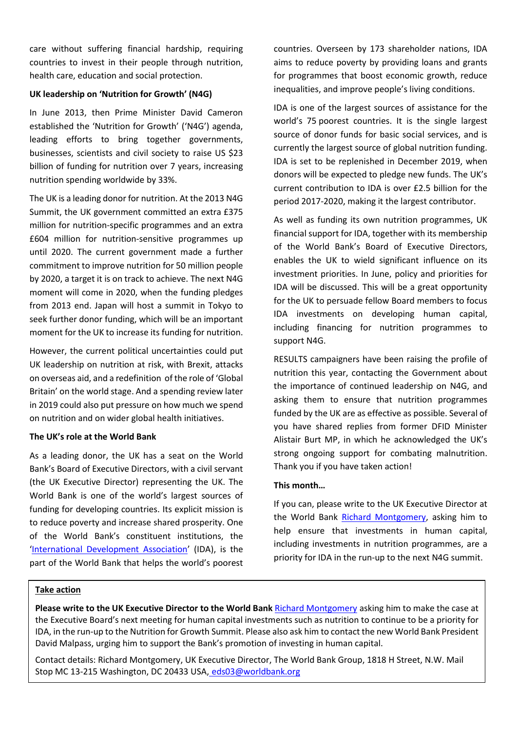care without suffering financial hardship, requiring countries to invest in their people through nutrition, health care, education and social protection.

**UK leadership on 'Nutrition for Growth' (N4G)**

In June 2013, then Prime Minister David Cameron established the 'Nutrition for Growth' ('N4G') agenda, leading efforts to bring together governments, businesses, scientists and civil society to raise US $23 billion of funding for nutrition over 7 years, increasing nutrition spending worldwide by 33%.

The UK is a leading donor for nutrition. At the 2013 N4G Summit, the UK government committed an extra £375 million for nutrition-specific programmes and an extra £604 million for nutrition-sensitive programmes up until 2020. The current government made a further commitment to improve nutrition for 50 million people by 2020, a target it is on track to achieve. The next N4G moment will come in 2020, when the funding pledges from 2013 end. Japan will host a summit in Tokyo to seek further donor funding, which will be an important moment for the UK to increase its funding for nutrition.

However, the current political uncertainties could put UK leadership on nutrition at risk, with Brexit, attacks on overseas aid, and a redefinition of the role of 'Global Britain' on the world stage. And a spending review later in 2019 could also put pressure on how much we spend on nutrition and on wider global health initiatives.

**The UK's role at the World Bank**

As a leading donor, the UK has a seat on the World Bank's Board of Executive Directors, with a civil servant (the UK Executive Director) representing the UK. The World Bank is one of the world's largest sources of funding for developing countries. Its explicit mission is to reduce poverty and increase shared prosperity. One of the World Bank's constituent institutions, the '[International Development Association]' (IDA), is the part of the World Bank that helps the world's poorest countries. Overseen by 173 shareholder nations, IDA aims to reduce poverty by providing loans and grants for programmes that boost economic growth, reduce inequalities, and improve people's living conditions.

IDA is one of the largest sources of assistance for the world's 75 poorest countries. It is the single largest source of donor funds for basic social services, and is currently the largest source of global nutrition funding. IDA is set to be replenished in December 2019, when donors will be expected to pledge new funds. The UK's current contribution to IDA is over £2.5 billion for the period 2017-2020, making it the largest contributor.

As well as funding its own nutrition programmes, UK financial support for IDA, together with its membership of the World Bank's Board of Executive Directors, enables the UK to wield significant influence on its investment priorities. In June, policy and priorities for IDA will be discussed. This will be a great opportunity for the UK to persuade fellow Board members to focus IDA investments on developing human capital, including financing for nutrition programmes to support N4G.

RESULTS campaigners have been raising the profile of nutrition this year, contacting the Government about the importance of continued leadership on N4G, and asking them to ensure that nutrition programmes funded by the UK are as effective as possible. Several of you have shared replies from former DFID Minister Alistair Burt MP, in which he acknowledged the UK's strong ongoing support for combating malnutrition. Thank you if you have taken action!

**This month…**

If you can, please write to the UK Executive Director at the World Bank Richard Montgomery, asking him to help ensure that investments in human capital, including investments in nutrition programmes, are a priority for IDA in the run-up to the next N4G summit.

**Take action**

**Please write to the UK Executive Director to the World Bank** Richard Montgomery asking him to make the case at the Executive Board's next meeting for human capital investments such as nutrition to continue to be a priority for IDA, in the run-up to the Nutrition for Growth Summit. Please also ask him to contact the new World Bank President David Malpass, urging him to support the Bank's promotion of investing in human capital.

Contact details: Richard Montgomery, UK Executive Director, The World Bank Group, 1818 H Street, N.W. Mail Stop MC 13-215 Washington, DC 20433 USA, eds03@worldbank.org